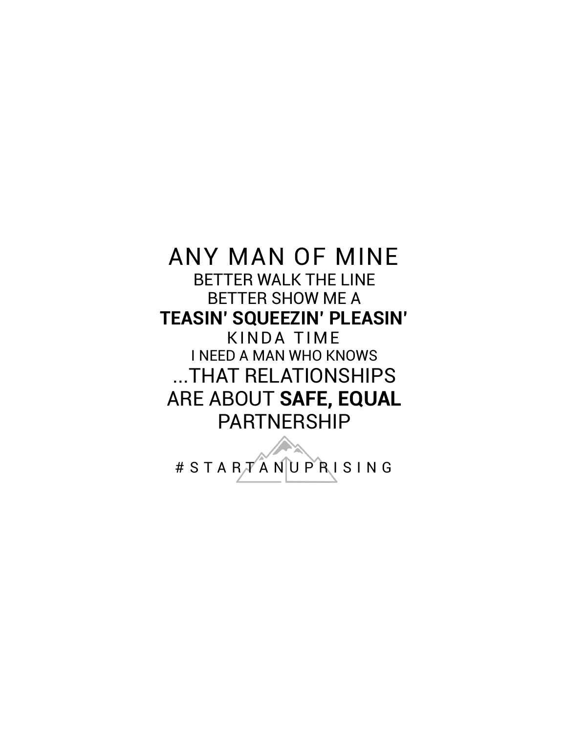ANY MAN OF MINE
BETTER WALK THE LINE
BETTER SHOW ME A
**TEASIN' SQUEEZIN' PLEASIN'**
KINDA TIME
I NEED A MAN WHO KNOWS
...THAT RELATIONSHIPS
ARE ABOUT **SAFE, EQUAL**
PARTNERSHIP

#STARTANUPRISING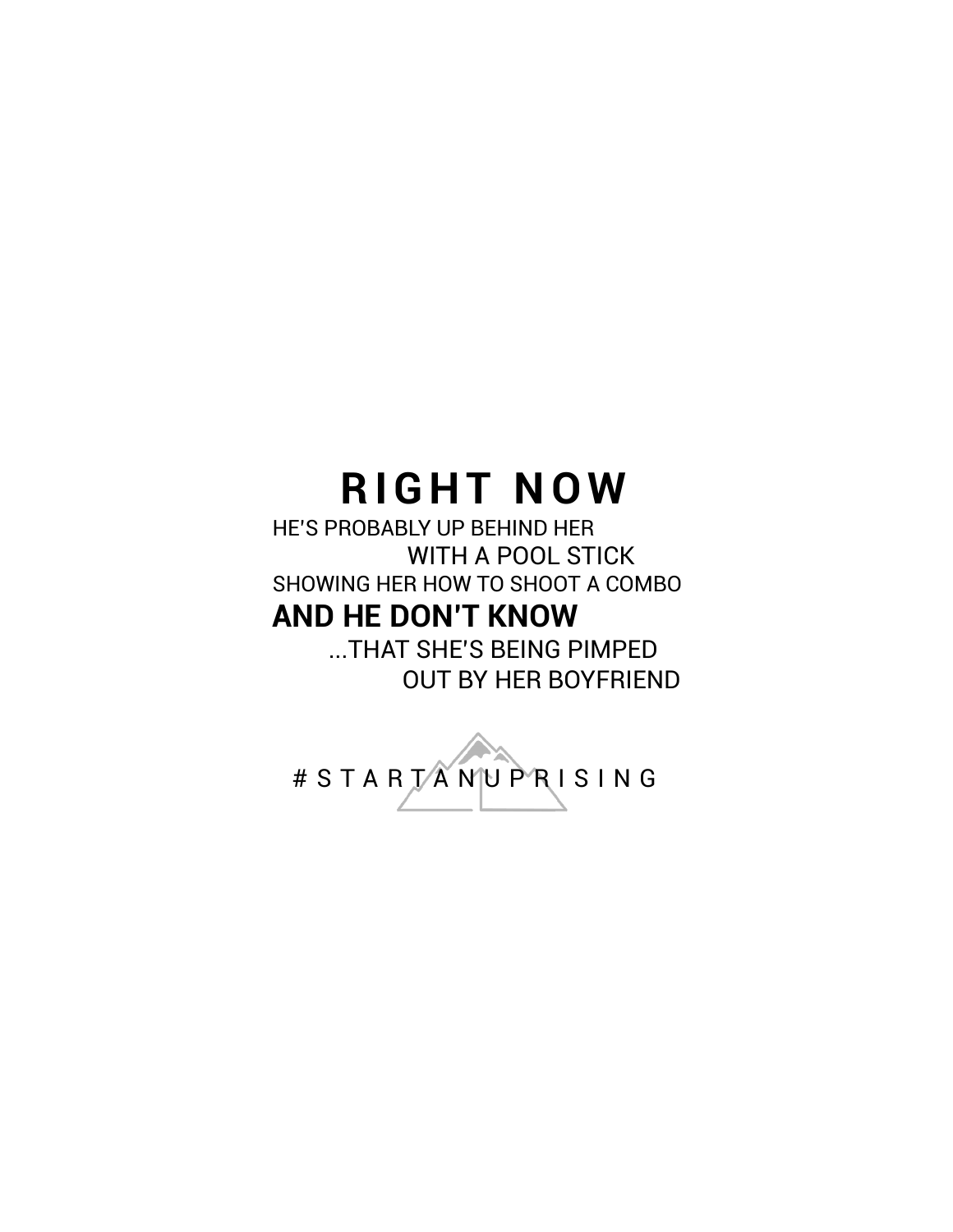# RIGHT NOW

HE'S PROBABLY UP BEHIND HER
WITH A POOL STICK
SHOWING HER HOW TO SHOOT A COMBO

**AND HE DON'T KNOW**

...THAT SHE'S BEING PIMPED
OUT BY HER BOYFRIEND

#STARTANUPRISING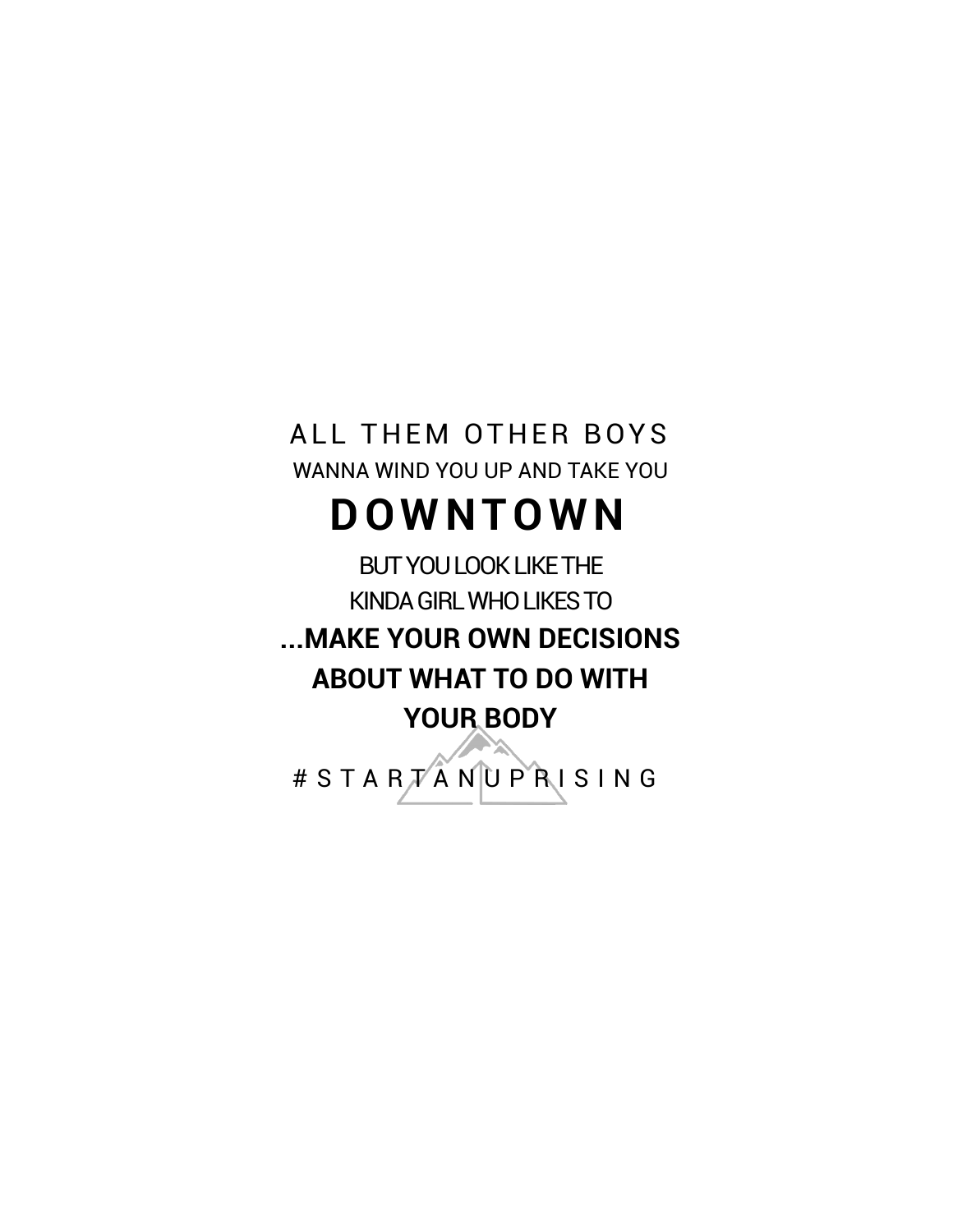ALL THEM OTHER BOYS

WANNA WIND YOU UP AND TAKE YOU

# DOWNTOWN

BUT YOU LOOK LIKE THE

KINDA GIRL WHO LIKES TO

**...MAKE YOUR OWN DECISIONS**

**ABOUT WHAT TO DO WITH**

**YOUR BODY**

# S T A R T A N U P R I S I N G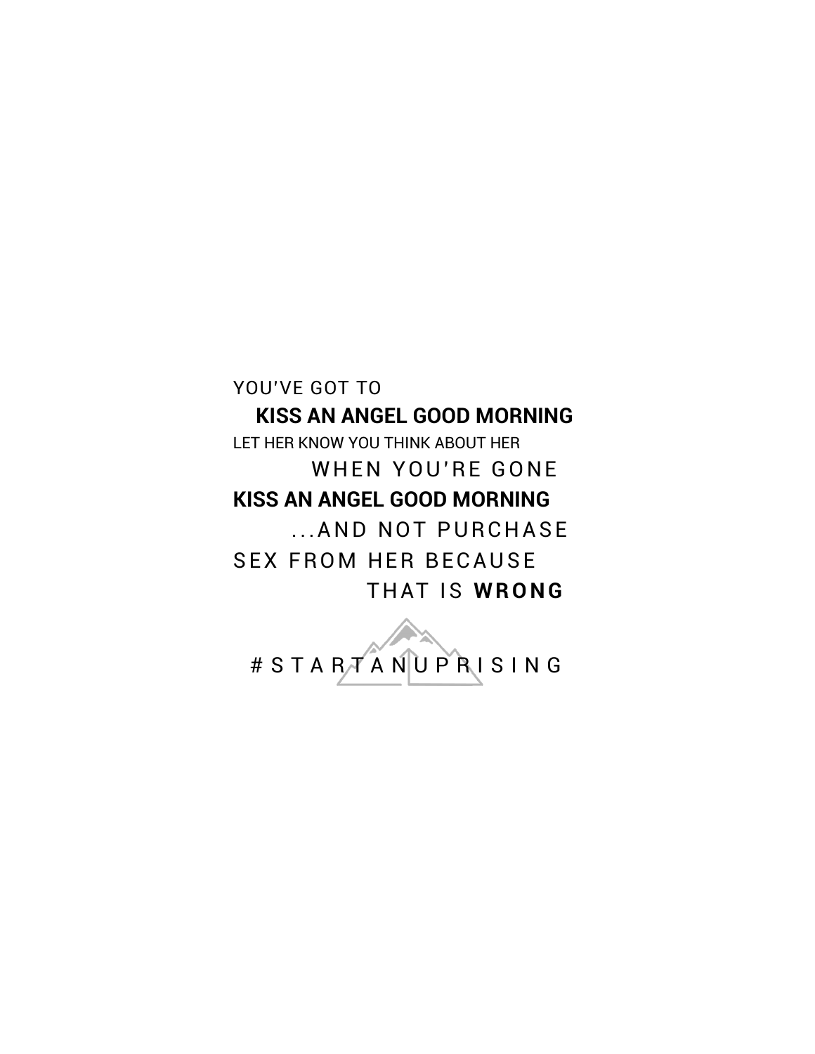YOU'VE GOT TO

**KISS AN ANGEL GOOD MORNING**

LET HER KNOW YOU THINK ABOUT HER

WHEN YOU'RE GONE

**KISS AN ANGEL GOOD MORNING**

...AND NOT PURCHASE

SEX FROM HER BECAUSE

THAT IS **WRONG**

#STARTANUPRISING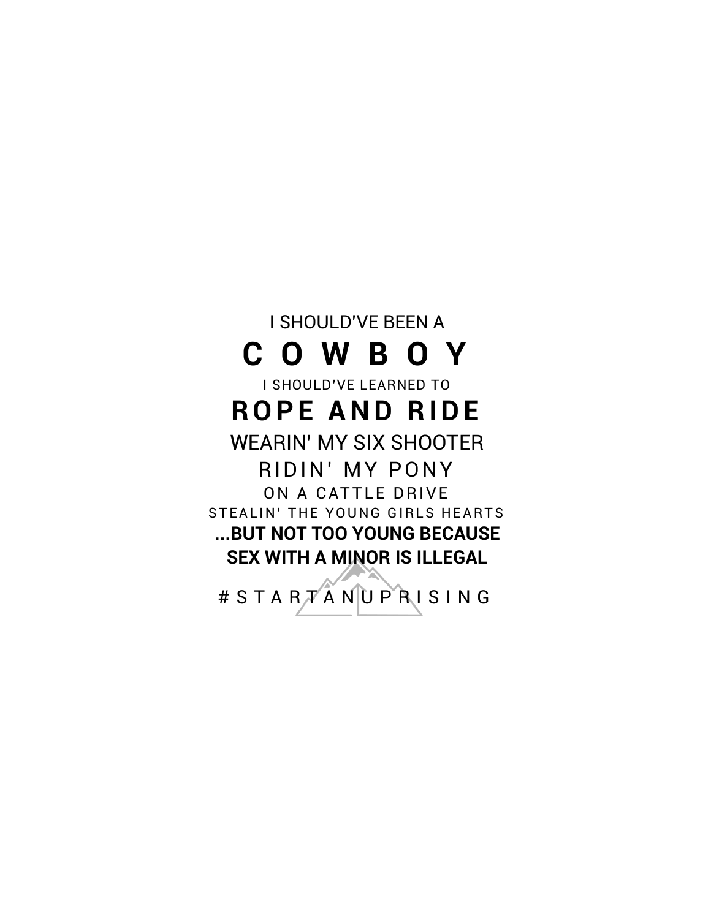I SHOULD'VE BEEN A

**C O W B O Y**

I SHOULD'VE LEARNED TO

**ROPE AND RIDE**

WEARIN' MY SIX SHOOTER

RIDIN' MY PONY

ON A CATTLE DRIVE

STEALIN' THE YOUNG GIRLS HEARTS

**...BUT NOT TOO YOUNG BECAUSE SEX WITH A MINOR IS ILLEGAL**

# S T A R T A N U P R I S I N G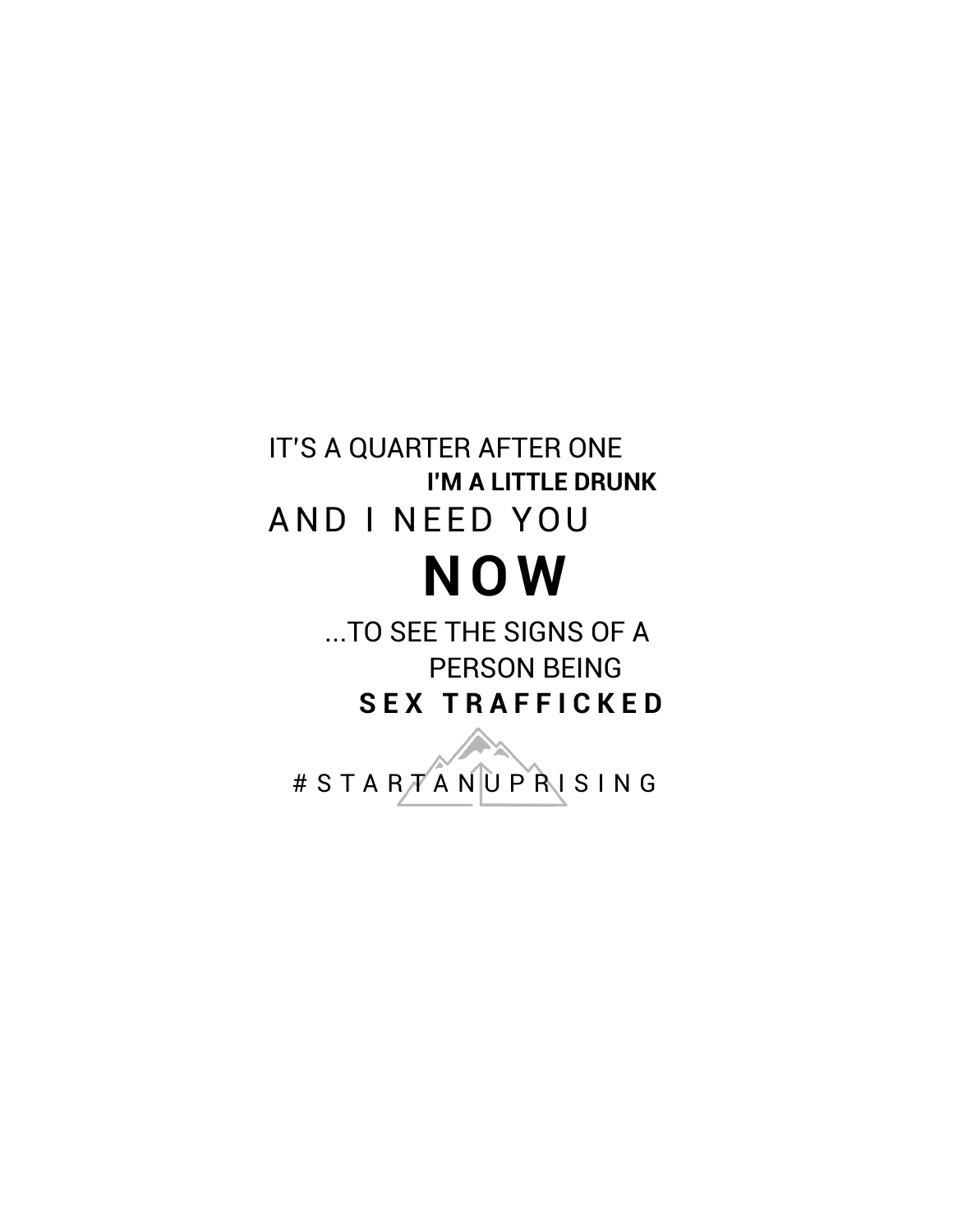IT'S A QUARTER AFTER ONE

**I'M A LITTLE DRUNK**

AND I NEED YOU

# **NOW**

...TO SEE THE SIGNS OF A PERSON BEING

**SEX TRAFFICKED**

#STARTANUPRISING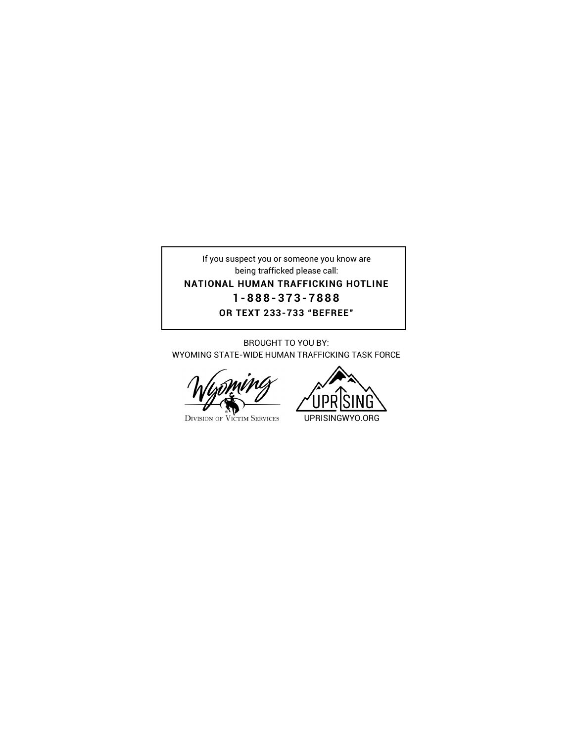If you suspect you or someone you know are being trafficked please call:

**NATIONAL HUMAN TRAFFICKING HOTLINE**

**1-888-373-7888**

**OR TEXT 233-733 “BEFREE”**

BROUGHT TO YOU BY:
WYOMING STATE-WIDE HUMAN TRAFFICKING TASK FORCE

Wyoming Division of Victim Services

UPRISING
UPRISINGWYO.ORG